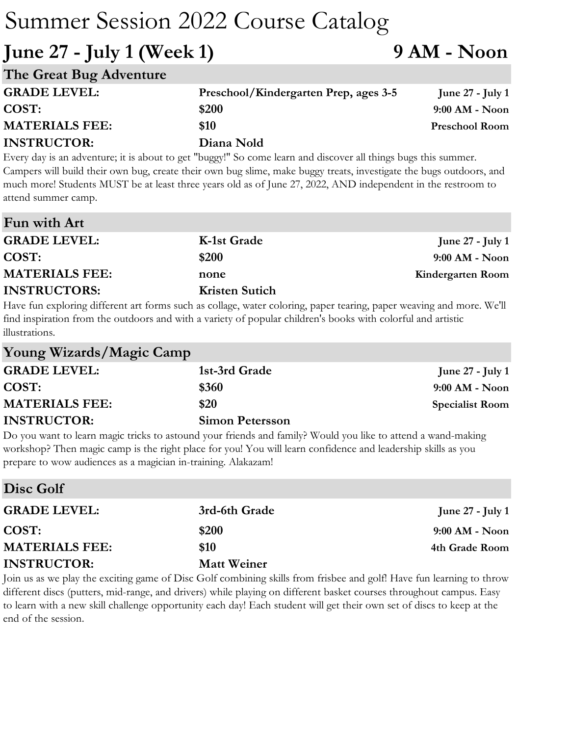# Summary Session 2022 Course Catalog

## June 27 - July 1 (Week 1) — 9 AM - Noon

### The Great Bug Adventure

| | | |
|---|---|---|
| **GRADE LEVEL:** | **Preschool/Kindergarten Prep, ages 3-5** | **June 27 - July 1** |
| **COST:** | **$200** | **9:00 AM - Noon** |
| **MATERIALS FEE:** | **$10** | **Preschool Room** |
| **INSTRUCTOR:** | **Diana Nold** | |

Every day is an adventure; it is about to get "buggy!" So come learn and discover all things bugs this summer. Campers will build their own bug, create their own bug slime, make buggy treats, investigate the bugs outdoors, and much more! Students MUST be at least three years old as of June 27, 2022, AND independent in the restroom to attend summer camp.

### Fun with Art

| | | |
|---|---|---|
| **GRADE LEVEL:** | **K-1st Grade** | **June 27 - July 1** |
| **COST:** | **$200** | **9:00 AM - Noon** |
| **MATERIALS FEE:** | **none** | **Kindergarten Room** |
| **INSTRUCTORS:** | **Kristen Sutich** | |

Have fun exploring different art forms such as collage, water coloring, paper tearing, paper weaving and more. We'll find inspiration from the outdoors and with a variety of popular children's books with colorful and artistic illustrations.

### Young Wizards/Magic Camp

| | | |
|---|---|---|
| **GRADE LEVEL:** | **1st-3rd Grade** | **June 27 - July 1** |
| **COST:** | **$360** | **9:00 AM - Noon** |
| **MATERIALS FEE:** | **$20** | **Specialist Room** |
| **INSTRUCTOR:** | **Simon Petersson** | |

Do you want to learn magic tricks to astound your friends and family? Would you like to attend a wand-making workshop? Then magic camp is the right place for you! You will learn confidence and leadership skills as you prepare to wow audiences as a magician in-training. Alakazam!

### Disc Golf

| | | |
|---|---|---|
| **GRADE LEVEL:** | **3rd-6th Grade** | **June 27 - July 1** |
| **COST:** | **$200** | **9:00 AM - Noon** |
| **MATERIALS FEE:** | **$10** | **4th Grade Room** |
| **INSTRUCTOR:** | **Matt Weiner** | |

Join us as we play the exciting game of Disc Golf combining skills from frisbee and golf! Have fun learning to throw different discs (putters, mid-range, and drivers) while playing on different basket courses throughout campus. Easy to learn with a new skill challenge opportunity each day! Each student will get their own set of discs to keep at the end of the session.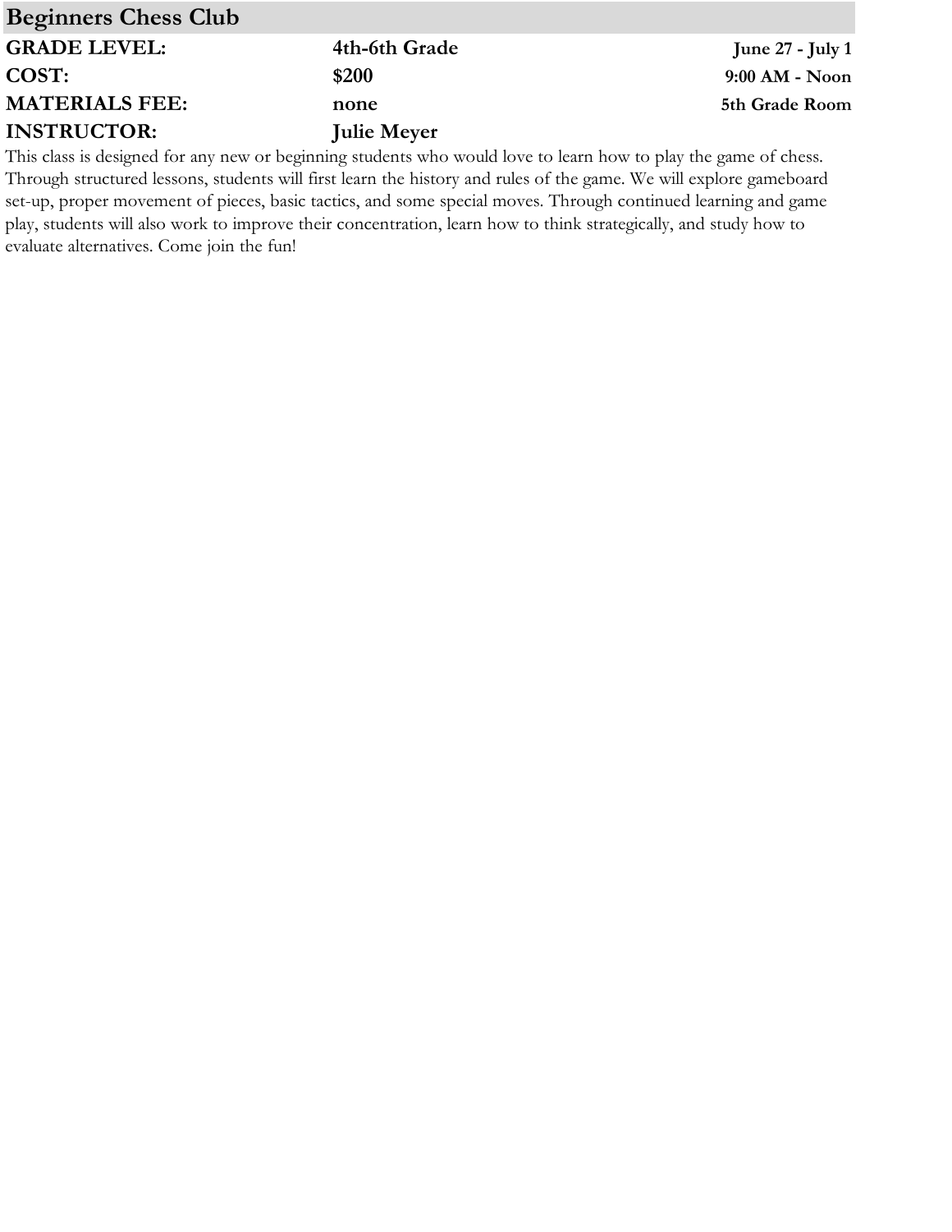## Beginners Chess Club

| | | |
|---|---|---|
| **GRADE LEVEL:** | **4th-6th Grade** | **June 27 - July 1** |
| **COST:** | **$200** | **9:00 AM - Noon** |
| **MATERIALS FEE:** | **none** | **5th Grade Room** |
| **INSTRUCTOR:** | **Julie Meyer** | |

This class is designed for any new or beginning students who would love to learn how to play the game of chess. Through structured lessons, students will first learn the history and rules of the game. We will explore gameboard set-up, proper movement of pieces, basic tactics, and some special moves. Through continued learning and game play, students will also work to improve their concentration, learn how to think strategically, and study how to evaluate alternatives. Come join the fun!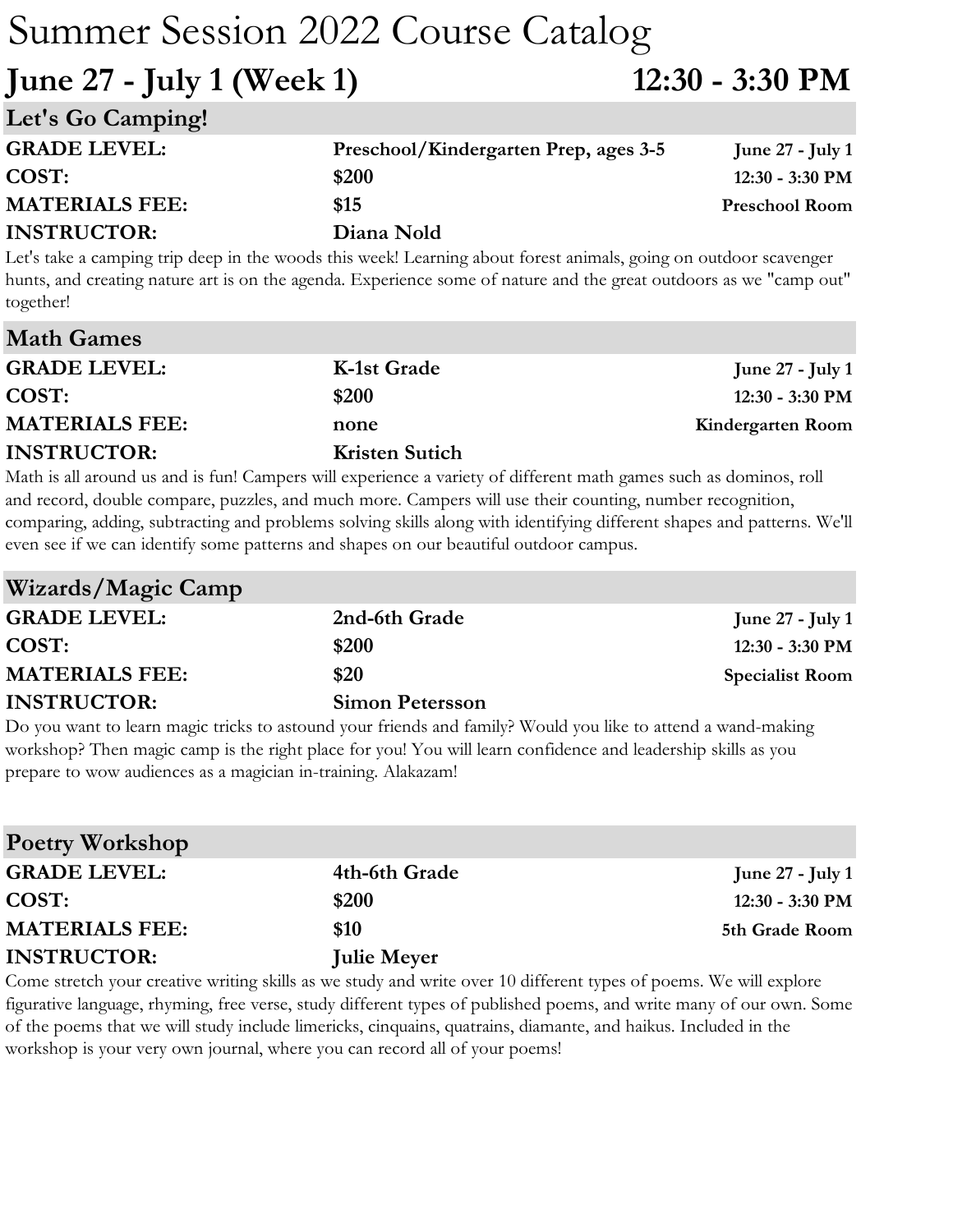# Summary Session 2022 Course Catalog

## June 27 - July 1 (Week 1) 12:30 - 3:30 PM

### Let's Go Camping!

| | | |
|---|---|---|
| **GRADE LEVEL:** | **Preschool/Kindergarten Prep, ages 3-5** | **June 27 - July 1** |
| **COST:** | **$200** | **12:30 - 3:30 PM** |
| **MATERIALS FEE:** | **$15** | **Preschool Room** |
| **INSTRUCTOR:** | **Diana Nold** | |

Let's take a camping trip deep in the woods this week! Learning about forest animals, going on outdoor scavenger hunts, and creating nature art is on the agenda. Experience some of nature and the great outdoors as we "camp out" together!

### Math Games

| | | |
|---|---|---|
| **GRADE LEVEL:** | **K-1st Grade** | **June 27 - July 1** |
| **COST:** | **$200** | **12:30 - 3:30 PM** |
| **MATERIALS FEE:** | **none** | **Kindergarten Room** |
| **INSTRUCTOR:** | **Kristen Sutich** | |

Math is all around us and is fun! Campers will experience a variety of different math games such as dominos, roll and record, double compare, puzzles, and much more. Campers will use their counting, number recognition, comparing, adding, subtracting and problems solving skills along with identifying different shapes and patterns. We'll even see if we can identify some patterns and shapes on our beautiful outdoor campus.

### Wizards/Magic Camp

| | | |
|---|---|---|
| **GRADE LEVEL:** | **2nd-6th Grade** | **June 27 - July 1** |
| **COST:** | **$200** | **12:30 - 3:30 PM** |
| **MATERIALS FEE:** | **$20** | **Specialist Room** |
| **INSTRUCTOR:** | **Simon Petersson** | |

Do you want to learn magic tricks to astound your friends and family? Would you like to attend a wand-making workshop? Then magic camp is the right place for you! You will learn confidence and leadership skills as you prepare to wow audiences as a magician in-training. Alakazam!

### Poetry Workshop

| | | |
|---|---|---|
| **GRADE LEVEL:** | **4th-6th Grade** | **June 27 - July 1** |
| **COST:** | **$200** | **12:30 - 3:30 PM** |
| **MATERIALS FEE:** | **$10** | **5th Grade Room** |
| **INSTRUCTOR:** | **Julie Meyer** | |

Come stretch your creative writing skills as we study and write over 10 different types of poems. We will explore figurative language, rhyming, free verse, study different types of published poems, and write many of our own. Some of the poems that we will study include limericks, cinquains, quatrains, diamante, and haikus. Included in the workshop is your very own journal, where you can record all of your poems!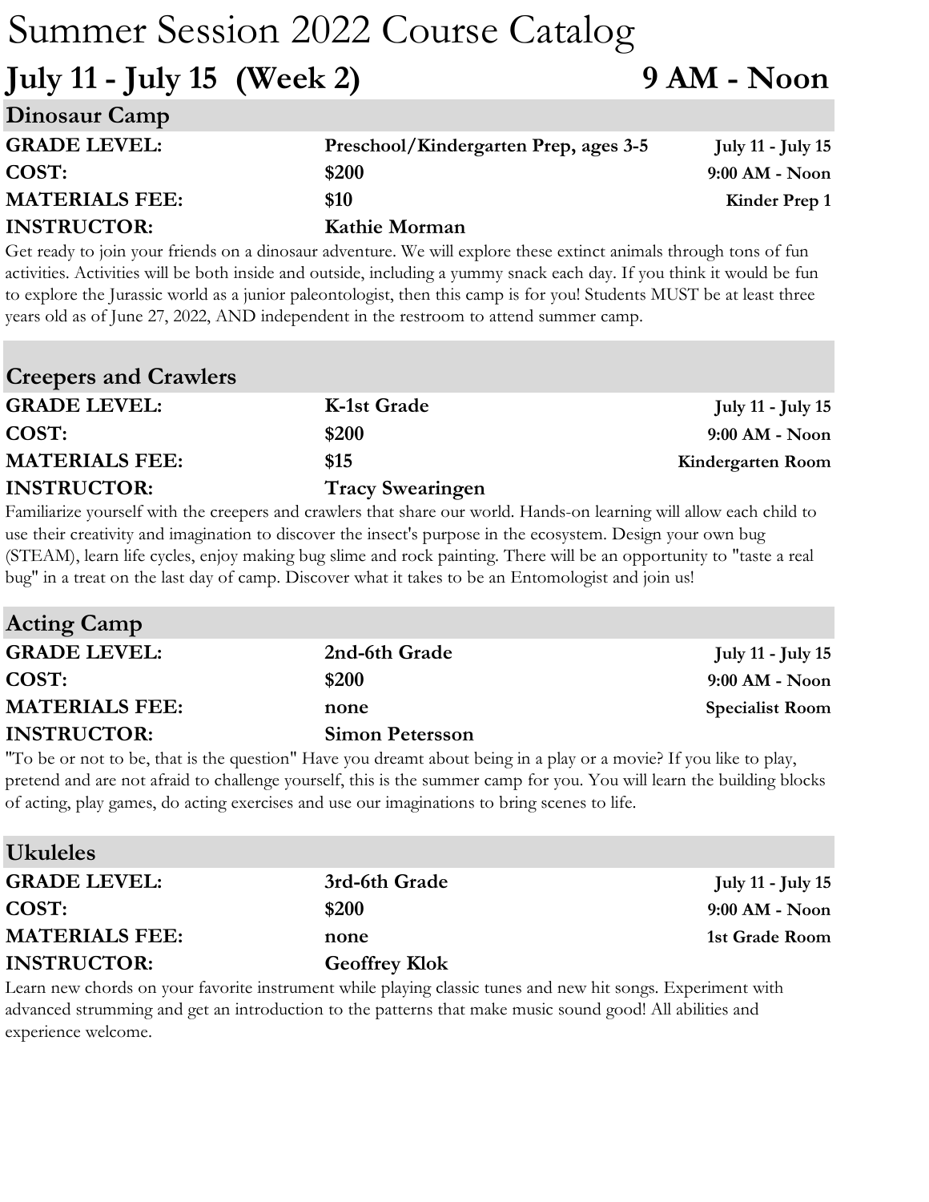# Summer Session 2022 Course Catalog

## July 11 - July 15 (Week 2) 9 AM - Noon

### Dinosaur Camp

| | | |
|---|---|---|
| **GRADE LEVEL:** | **Preschool/Kindergarten Prep, ages 3-5** | **July 11 - July 15** |
| **COST:** | **$200** | **9:00 AM - Noon** |
| **MATERIALS FEE:** | **$10** | **Kinder Prep 1** |
| **INSTRUCTOR:** | **Kathie Morman** | |

Get ready to join your friends on a dinosaur adventure. We will explore these extinct animals through tons of fun activities. Activities will be both inside and outside, including a yummy snack each day. If you think it would be fun to explore the Jurassic world as a junior paleontologist, then this camp is for you! Students MUST be at least three years old as of June 27, 2022, AND independent in the restroom to attend summer camp.

### Creepers and Crawlers

| | | |
|---|---|---|
| **GRADE LEVEL:** | **K-1st Grade** | **July 11 - July 15** |
| **COST:** | **$200** | **9:00 AM - Noon** |
| **MATERIALS FEE:** | **$15** | **Kindergarten Room** |
| **INSTRUCTOR:** | **Tracy Swearingen** | |

Familiarize yourself with the creepers and crawlers that share our world. Hands-on learning will allow each child to use their creativity and imagination to discover the insect's purpose in the ecosystem. Design your own bug (STEAM), learn life cycles, enjoy making bug slime and rock painting. There will be an opportunity to "taste a real bug" in a treat on the last day of camp. Discover what it takes to be an Entomologist and join us!

### Acting Camp

| | | |
|---|---|---|
| **GRADE LEVEL:** | **2nd-6th Grade** | **July 11 - July 15** |
| **COST:** | **$200** | **9:00 AM - Noon** |
| **MATERIALS FEE:** | **none** | **Specialist Room** |
| **INSTRUCTOR:** | **Simon Petersson** | |

"To be or not to be, that is the question" Have you dreamt about being in a play or a movie? If you like to play, pretend and are not afraid to challenge yourself, this is the summer camp for you. You will learn the building blocks of acting, play games, do acting exercises and use our imaginations to bring scenes to life.

### Ukuleles

| | | |
|---|---|---|
| **GRADE LEVEL:** | **3rd-6th Grade** | **July 11 - July 15** |
| **COST:** | **$200** | **9:00 AM - Noon** |
| **MATERIALS FEE:** | **none** | **1st Grade Room** |
| **INSTRUCTOR:** | **Geoffrey Klok** | |

Learn new chords on your favorite instrument while playing classic tunes and new hit songs. Experiment with advanced strumming and get an introduction to the patterns that make music sound good! All abilities and experience welcome.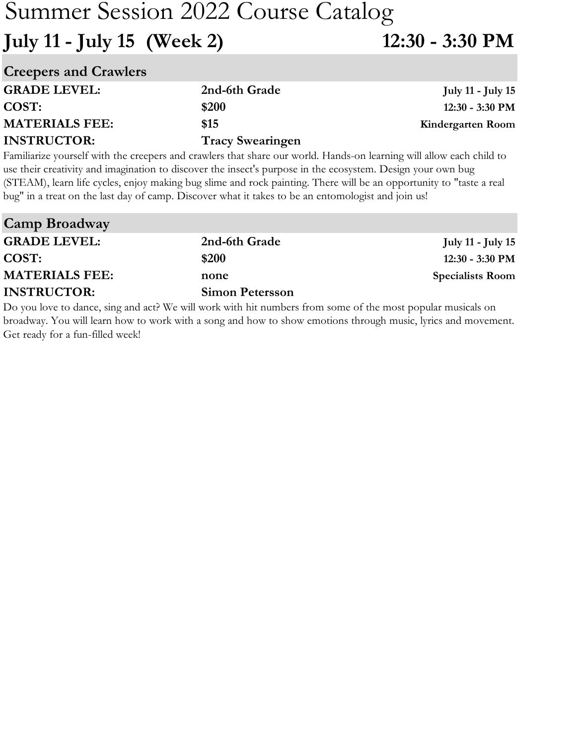# Summer Session 2022 Course Catalog

## July 11 - July 15 (Week 2) — 12:30 - 3:30 PM

### Creepers and Crawlers

| | | |
|---|---|---|
| **GRADE LEVEL:** | **2nd-6th Grade** | **July 11 - July 15** |
| **COST:** | **$200** | **12:30 - 3:30 PM** |
| **MATERIALS FEE:** | **$15** | **Kindergarten Room** |
| **INSTRUCTOR:** | **Tracy Swearingen** | |

Familiarize yourself with the creepers and crawlers that share our world. Hands-on learning will allow each child to use their creativity and imagination to discover the insect's purpose in the ecosystem. Design your own bug (STEAM), learn life cycles, enjoy making bug slime and rock painting. There will be an opportunity to "taste a real bug" in a treat on the last day of camp. Discover what it takes to be an entomologist and join us!

### Camp Broadway

| | | |
|---|---|---|
| **GRADE LEVEL:** | **2nd-6th Grade** | **July 11 - July 15** |
| **COST:** | **$200** | **12:30 - 3:30 PM** |
| **MATERIALS FEE:** | **none** | **Specialists Room** |
| **INSTRUCTOR:** | **Simon Petersson** | |

Do you love to dance, sing and act? We will work with hit numbers from some of the most popular musicals on broadway. You will learn how to work with a song and how to show emotions through music, lyrics and movement. Get ready for a fun-filled week!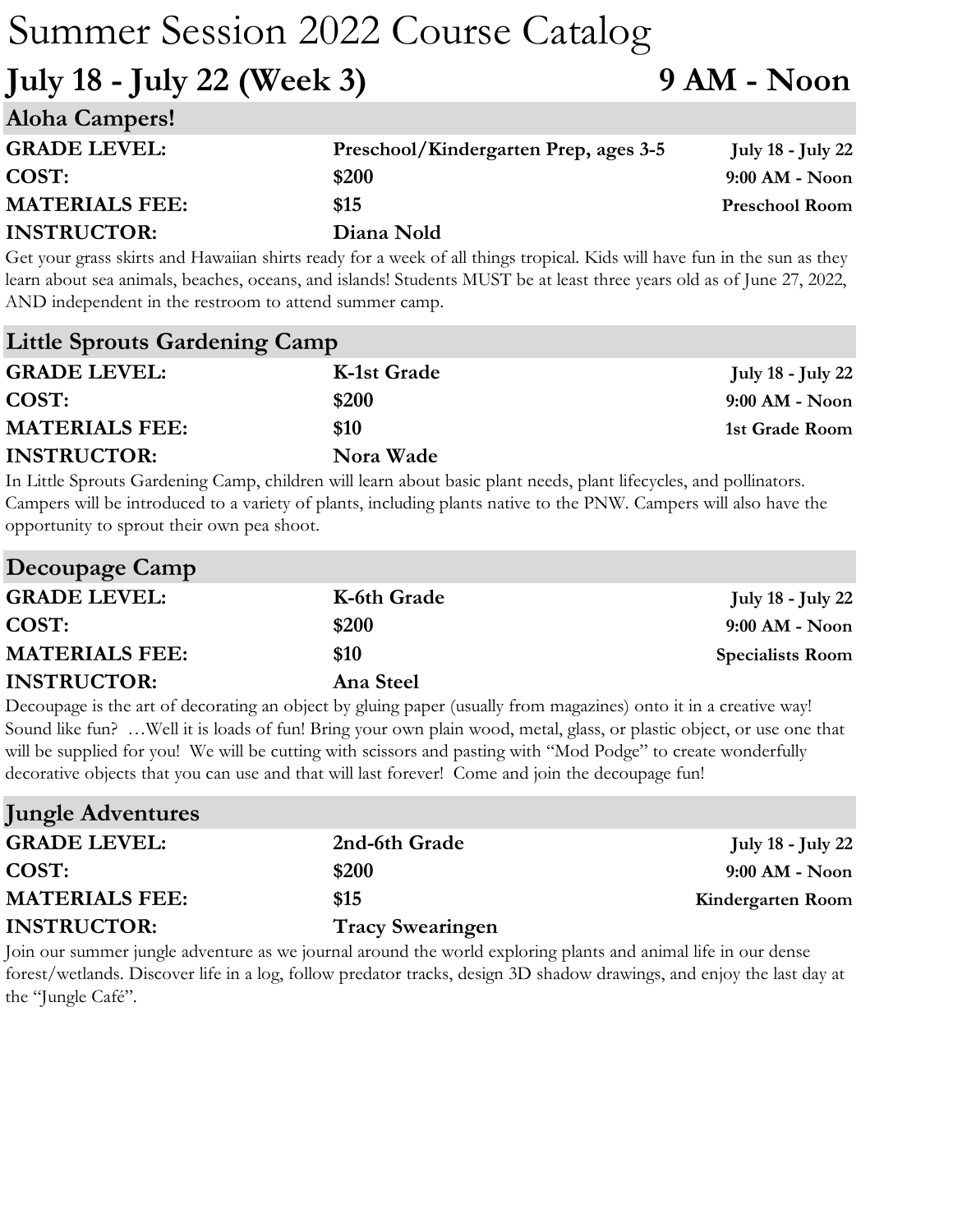# Summer Session 2022 Course Catalog

## July 18 - July 22 (Week 3) 9 AM - Noon

### Aloha Campers!

| | | |
|---|---|---|
| **GRADE LEVEL:** | **Preschool/Kindergarten Prep, ages 3-5** | **July 18 - July 22** |
| **COST:** | **$200** | **9:00 AM - Noon** |
| **MATERIALS FEE:** | **$15** | **Preschool Room** |
| **INSTRUCTOR:** | **Diana Nold** | |

Get your grass skirts and Hawaiian shirts ready for a week of all things tropical. Kids will have fun in the sun as they learn about sea animals, beaches, oceans, and islands! Students MUST be at least three years old as of June 27, 2022, AND independent in the restroom to attend summer camp.

### Little Sprouts Gardening Camp

| | | |
|---|---|---|
| **GRADE LEVEL:** | **K-1st Grade** | **July 18 - July 22** |
| **COST:** | **$200** | **9:00 AM - Noon** |
| **MATERIALS FEE:** | **$10** | **1st Grade Room** |
| **INSTRUCTOR:** | **Nora Wade** | |

In Little Sprouts Gardening Camp, children will learn about basic plant needs, plant lifecycles, and pollinators. Campers will be introduced to a variety of plants, including plants native to the PNW. Campers will also have the opportunity to sprout their own pea shoot.

### Decoupage Camp

| | | |
|---|---|---|
| **GRADE LEVEL:** | **K-6th Grade** | **July 18 - July 22** |
| **COST:** | **$200** | **9:00 AM - Noon** |
| **MATERIALS FEE:** | **$10** | **Specialists Room** |
| **INSTRUCTOR:** | **Ana Steel** | |

Decoupage is the art of decorating an object by gluing paper (usually from magazines) onto it in a creative way! Sound like fun? …Well it is loads of fun! Bring your own plain wood, metal, glass, or plastic object, or use one that will be supplied for you! We will be cutting with scissors and pasting with "Mod Podge" to create wonderfully decorative objects that you can use and that will last forever! Come and join the decoupage fun!

### Jungle Adventures

| | | |
|---|---|---|
| **GRADE LEVEL:** | **2nd-6th Grade** | **July 18 - July 22** |
| **COST:** | **$200** | **9:00 AM - Noon** |
| **MATERIALS FEE:** | **$15** | **Kindergarten Room** |
| **INSTRUCTOR:** | **Tracy Swearingen** | |

Join our summer jungle adventure as we journal around the world exploring plants and animal life in our dense forest/wetlands. Discover life in a log, follow predator tracks, design 3D shadow drawings, and enjoy the last day at the "Jungle Café".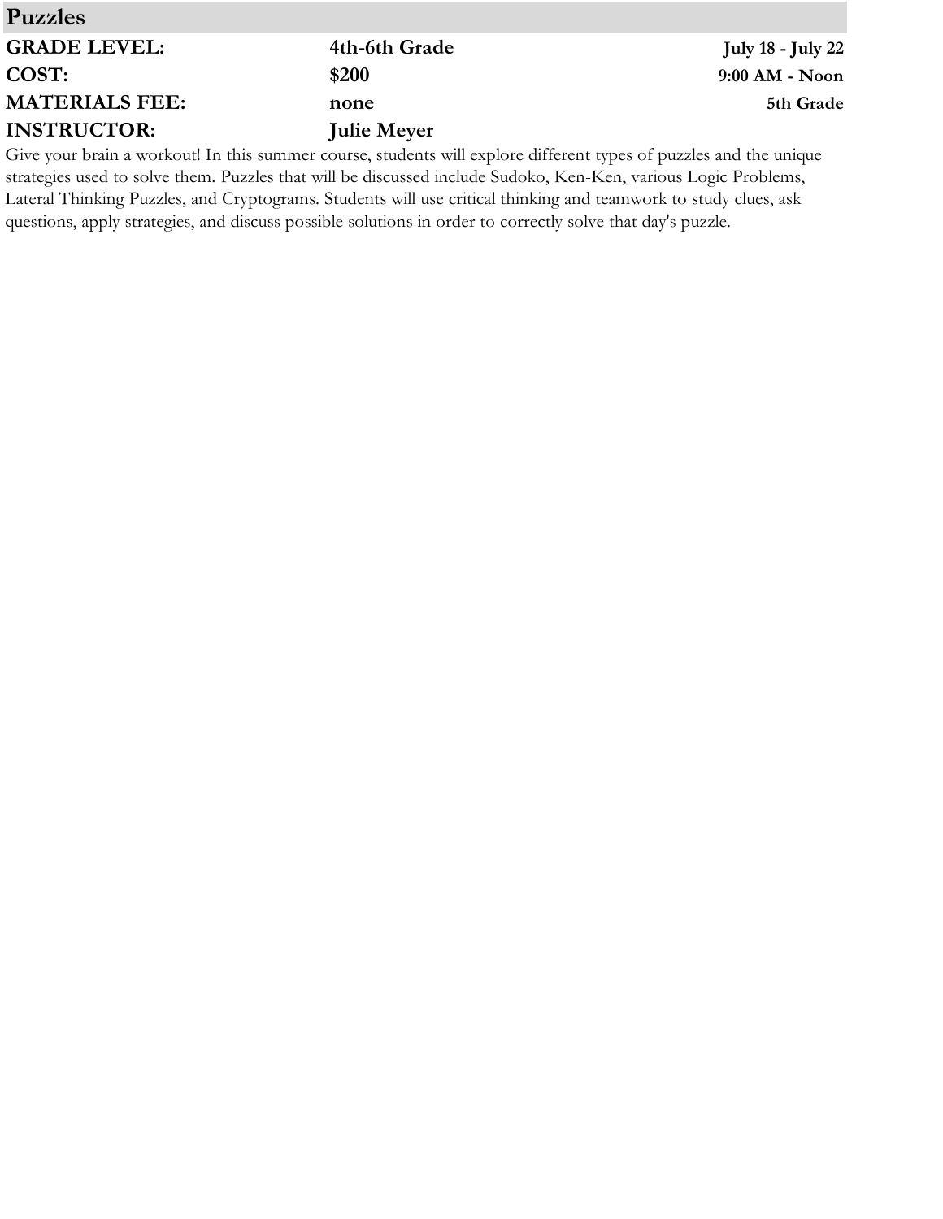## Puzzles

| | | |
|---|---|---|
| **GRADE LEVEL:** | **4th-6th Grade** | **July 18 - July 22** |
| **COST:** | **$200** | **9:00 AM - Noon** |
| **MATERIALS FEE:** | **none** | **5th Grade** |
| **INSTRUCTOR:** | **Julie Meyer** | |

Give your brain a workout! In this summer course, students will explore different types of puzzles and the unique strategies used to solve them. Puzzles that will be discussed include Sudoko, Ken-Ken, various Logic Problems, Lateral Thinking Puzzles, and Cryptograms. Students will use critical thinking and teamwork to study clues, ask questions, apply strategies, and discuss possible solutions in order to correctly solve that day's puzzle.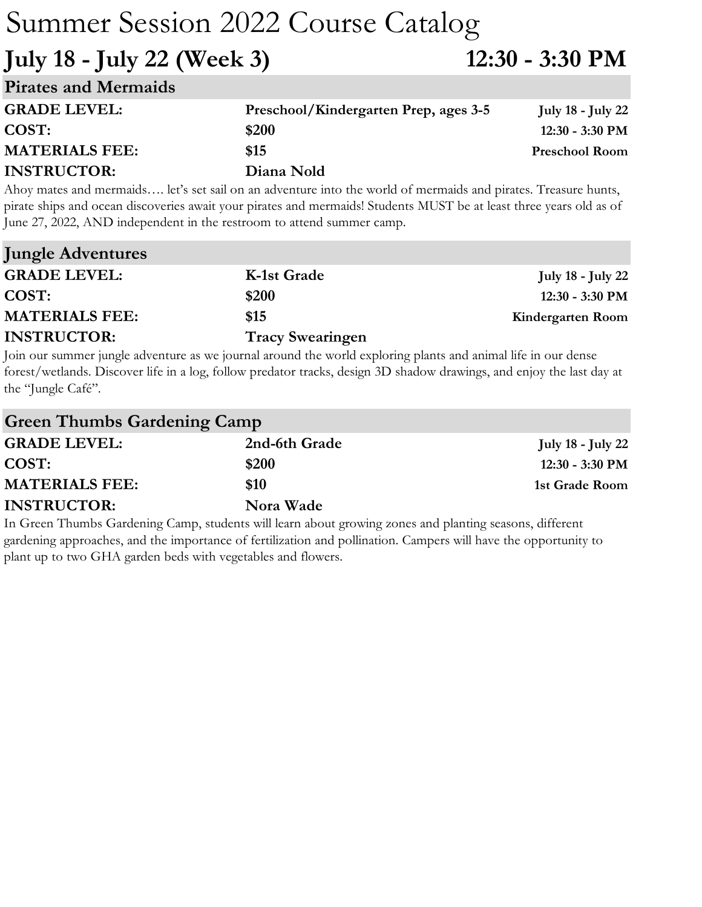# Summer Session 2022 Course Catalog

## July 18 - July 22 (Week 3) 12:30 - 3:30 PM

### Pirates and Mermaids

| | | |
|---|---|---|
| **GRADE LEVEL:** | **Preschool/Kindergarten Prep, ages 3-5** | **July 18 - July 22** |
| **COST:** | **$200** | **12:30 - 3:30 PM** |
| **MATERIALS FEE:** | **$15** | **Preschool Room** |
| **INSTRUCTOR:** | **Diana Nold** | |

Ahoy mates and mermaids…. let's set sail on an adventure into the world of mermaids and pirates. Treasure hunts, pirate ships and ocean discoveries await your pirates and mermaids! Students MUST be at least three years old as of June 27, 2022, AND independent in the restroom to attend summer camp.

### Jungle Adventures

| | | |
|---|---|---|
| **GRADE LEVEL:** | **K-1st Grade** | **July 18 - July 22** |
| **COST:** | **$200** | **12:30 - 3:30 PM** |
| **MATERIALS FEE:** | **$15** | **Kindergarten Room** |
| **INSTRUCTOR:** | **Tracy Swearingen** | |

Join our summer jungle adventure as we journal around the world exploring plants and animal life in our dense forest/wetlands. Discover life in a log, follow predator tracks, design 3D shadow drawings, and enjoy the last day at the "Jungle Café".

### Green Thumbs Gardening Camp

| | | |
|---|---|---|
| **GRADE LEVEL:** | **2nd-6th Grade** | **July 18 - July 22** |
| **COST:** | **$200** | **12:30 - 3:30 PM** |
| **MATERIALS FEE:** | **$10** | **1st Grade Room** |
| **INSTRUCTOR:** | **Nora Wade** | |

In Green Thumbs Gardening Camp, students will learn about growing zones and planting seasons, different gardening approaches, and the importance of fertilization and pollination. Campers will have the opportunity to plant up to two GHA garden beds with vegetables and flowers.